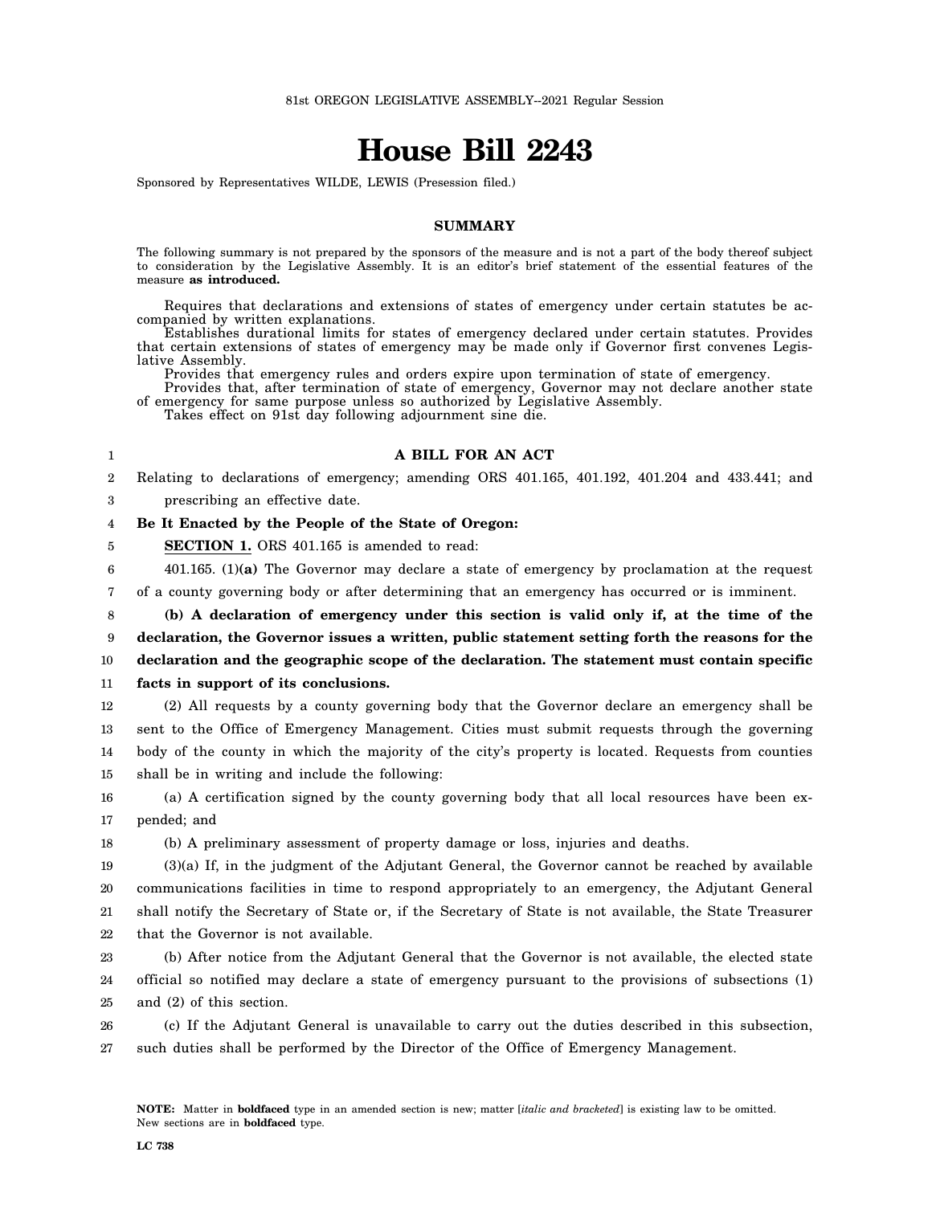81st OREGON LEGISLATIVE ASSEMBLY--2021 Regular Session

# House Bill 2243

Sponsored by Representatives WILDE, LEWIS (Presession filed.)

## SUMMARY

The following summary is not prepared by the sponsors of the measure and is not a part of the body thereof subject to consideration by the Legislative Assembly. It is an editor's brief statement of the essential features of the measure **as introduced.**

Requires that declarations and extensions of states of emergency under certain statutes be accompanied by written explanations.

Establishes durational limits for states of emergency declared under certain statutes. Provides that certain extensions of states of emergency may be made only if Governor first convenes Legislative Assembly.

Provides that emergency rules and orders expire upon termination of state of emergency.

Provides that, after termination of state of emergency, Governor may not declare another state of emergency for same purpose unless so authorized by Legislative Assembly.

Takes effect on 91st day following adjournment sine die.

**A BILL FOR AN ACT**

Relating to declarations of emergency; amending ORS 401.165, 401.192, 401.204 and 433.441; and prescribing an effective date.

**Be It Enacted by the People of the State of Oregon:**

**SECTION 1.** ORS 401.165 is amended to read:

401.165. (1)**(a)** The Governor may declare a state of emergency by proclamation at the request of a county governing body or after determining that an emergency has occurred or is imminent.

**(b) A declaration of emergency under this section is valid only if, at the time of the declaration, the Governor issues a written, public statement setting forth the reasons for the declaration and the geographic scope of the declaration. The statement must contain specific facts in support of its conclusions.**

(2) All requests by a county governing body that the Governor declare an emergency shall be sent to the Office of Emergency Management. Cities must submit requests through the governing body of the county in which the majority of the city's property is located. Requests from counties shall be in writing and include the following:

(a) A certification signed by the county governing body that all local resources have been expended; and

(b) A preliminary assessment of property damage or loss, injuries and deaths.

(3)(a) If, in the judgment of the Adjutant General, the Governor cannot be reached by available communications facilities in time to respond appropriately to an emergency, the Adjutant General shall notify the Secretary of State or, if the Secretary of State is not available, the State Treasurer that the Governor is not available.

(b) After notice from the Adjutant General that the Governor is not available, the elected state official so notified may declare a state of emergency pursuant to the provisions of subsections (1) and (2) of this section.

(c) If the Adjutant General is unavailable to carry out the duties described in this subsection, such duties shall be performed by the Director of the Office of Emergency Management.

**NOTE:** Matter in **boldfaced** type in an amended section is new; matter [*italic and bracketed*] is existing law to be omitted. New sections are in **boldfaced** type.

LC 738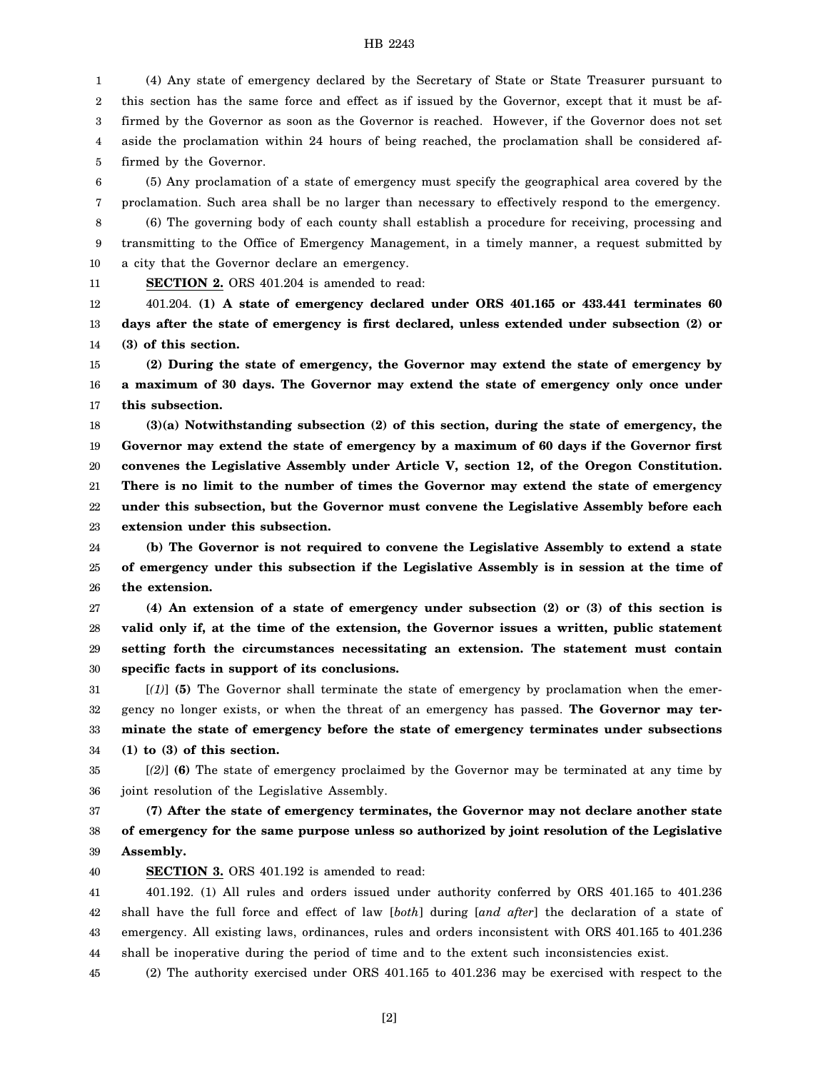(4) Any state of emergency declared by the Secretary of State or State Treasurer pursuant to this section has the same force and effect as if issued by the Governor, except that it must be affirmed by the Governor as soon as the Governor is reached. However, if the Governor does not set aside the proclamation within 24 hours of being reached, the proclamation shall be considered affirmed by the Governor.

(5) Any proclamation of a state of emergency must specify the geographical area covered by the proclamation. Such area shall be no larger than necessary to effectively respond to the emergency.

(6) The governing body of each county shall establish a procedure for receiving, processing and transmitting to the Office of Emergency Management, in a timely manner, a request submitted by a city that the Governor declare an emergency.

**SECTION 2.** ORS 401.204 is amended to read:

401.204. **(1) A state of emergency declared under ORS 401.165 or 433.441 terminates 60 days after the state of emergency is first declared, unless extended under subsection (2) or (3) of this section.**

**(2) During the state of emergency, the Governor may extend the state of emergency by a maximum of 30 days. The Governor may extend the state of emergency only once under this subsection.**

**(3)(a) Notwithstanding subsection (2) of this section, during the state of emergency, the Governor may extend the state of emergency by a maximum of 60 days if the Governor first convenes the Legislative Assembly under Article V, section 12, of the Oregon Constitution. There is no limit to the number of times the Governor may extend the state of emergency under this subsection, but the Governor must convene the Legislative Assembly before each extension under this subsection.**

**(b) The Governor is not required to convene the Legislative Assembly to extend a state of emergency under this subsection if the Legislative Assembly is in session at the time of the extension.**

**(4) An extension of a state of emergency under subsection (2) or (3) of this section is valid only if, at the time of the extension, the Governor issues a written, public statement setting forth the circumstances necessitating an extension. The statement must contain specific facts in support of its conclusions.**

[*(1)*] **(5)** The Governor shall terminate the state of emergency by proclamation when the emergency no longer exists, or when the threat of an emergency has passed. **The Governor may terminate the state of emergency before the state of emergency terminates under subsections (1) to (3) of this section.**

[*(2)*] **(6)** The state of emergency proclaimed by the Governor may be terminated at any time by joint resolution of the Legislative Assembly.

**(7) After the state of emergency terminates, the Governor may not declare another state of emergency for the same purpose unless so authorized by joint resolution of the Legislative Assembly.**

**SECTION 3.** ORS 401.192 is amended to read:

401.192. (1) All rules and orders issued under authority conferred by ORS 401.165 to 401.236 shall have the full force and effect of law [*both*] during [*and after*] the declaration of a state of emergency. All existing laws, ordinances, rules and orders inconsistent with ORS 401.165 to 401.236 shall be inoperative during the period of time and to the extent such inconsistencies exist.

(2) The authority exercised under ORS 401.165 to 401.236 may be exercised with respect to the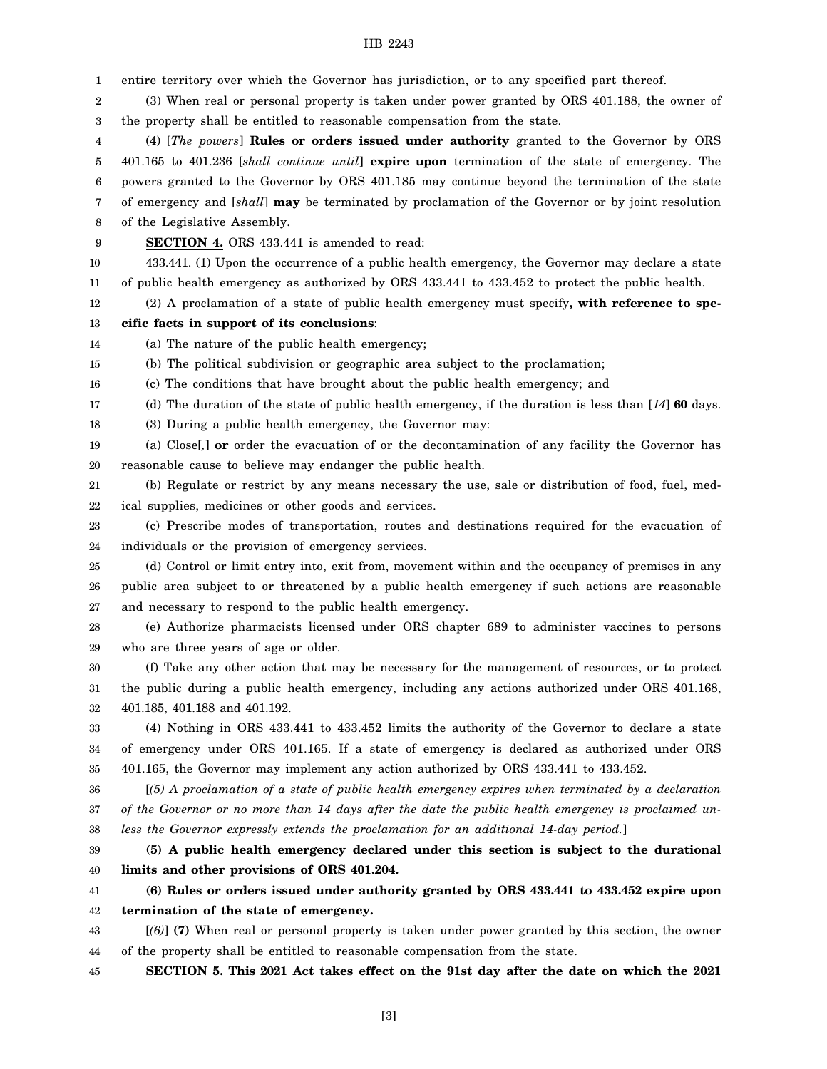entire territory over which the Governor has jurisdiction, or to any specified part thereof.

(3) When real or personal property is taken under power granted by ORS 401.188, the owner of the property shall be entitled to reasonable compensation from the state.

(4) [*The powers*] **Rules or orders issued under authority** granted to the Governor by ORS 401.165 to 401.236 [*shall continue until*] **expire upon** termination of the state of emergency. The powers granted to the Governor by ORS 401.185 may continue beyond the termination of the state of emergency and [*shall*] **may** be terminated by proclamation of the Governor or by joint resolution of the Legislative Assembly.

**SECTION 4.** ORS 433.441 is amended to read:

433.441. (1) Upon the occurrence of a public health emergency, the Governor may declare a state of public health emergency as authorized by ORS 433.441 to 433.452 to protect the public health.

(2) A proclamation of a state of public health emergency must specify**, with reference to specific facts in support of its conclusions**:

(a) The nature of the public health emergency;

(b) The political subdivision or geographic area subject to the proclamation;

(c) The conditions that have brought about the public health emergency; and

(d) The duration of the state of public health emergency, if the duration is less than [*14*] **60** days.

(3) During a public health emergency, the Governor may:

(a) Close[*,*] **or** order the evacuation of or the decontamination of any facility the Governor has reasonable cause to believe may endanger the public health.

(b) Regulate or restrict by any means necessary the use, sale or distribution of food, fuel, medical supplies, medicines or other goods and services.

(c) Prescribe modes of transportation, routes and destinations required for the evacuation of individuals or the provision of emergency services.

(d) Control or limit entry into, exit from, movement within and the occupancy of premises in any public area subject to or threatened by a public health emergency if such actions are reasonable and necessary to respond to the public health emergency.

(e) Authorize pharmacists licensed under ORS chapter 689 to administer vaccines to persons who are three years of age or older.

(f) Take any other action that may be necessary for the management of resources, or to protect the public during a public health emergency, including any actions authorized under ORS 401.168, 401.185, 401.188 and 401.192.

(4) Nothing in ORS 433.441 to 433.452 limits the authority of the Governor to declare a state of emergency under ORS 401.165. If a state of emergency is declared as authorized under ORS 401.165, the Governor may implement any action authorized by ORS 433.441 to 433.452.

[*(5) A proclamation of a state of public health emergency expires when terminated by a declaration of the Governor or no more than 14 days after the date the public health emergency is proclaimed unless the Governor expressly extends the proclamation for an additional 14-day period.*]

**(5) A public health emergency declared under this section is subject to the durational limits and other provisions of ORS 401.204.**

**(6) Rules or orders issued under authority granted by ORS 433.441 to 433.452 expire upon termination of the state of emergency.**

[*(6)*] **(7)** When real or personal property is taken under power granted by this section, the owner of the property shall be entitled to reasonable compensation from the state.

**SECTION 5. This 2021 Act takes effect on the 91st day after the date on which the 2021**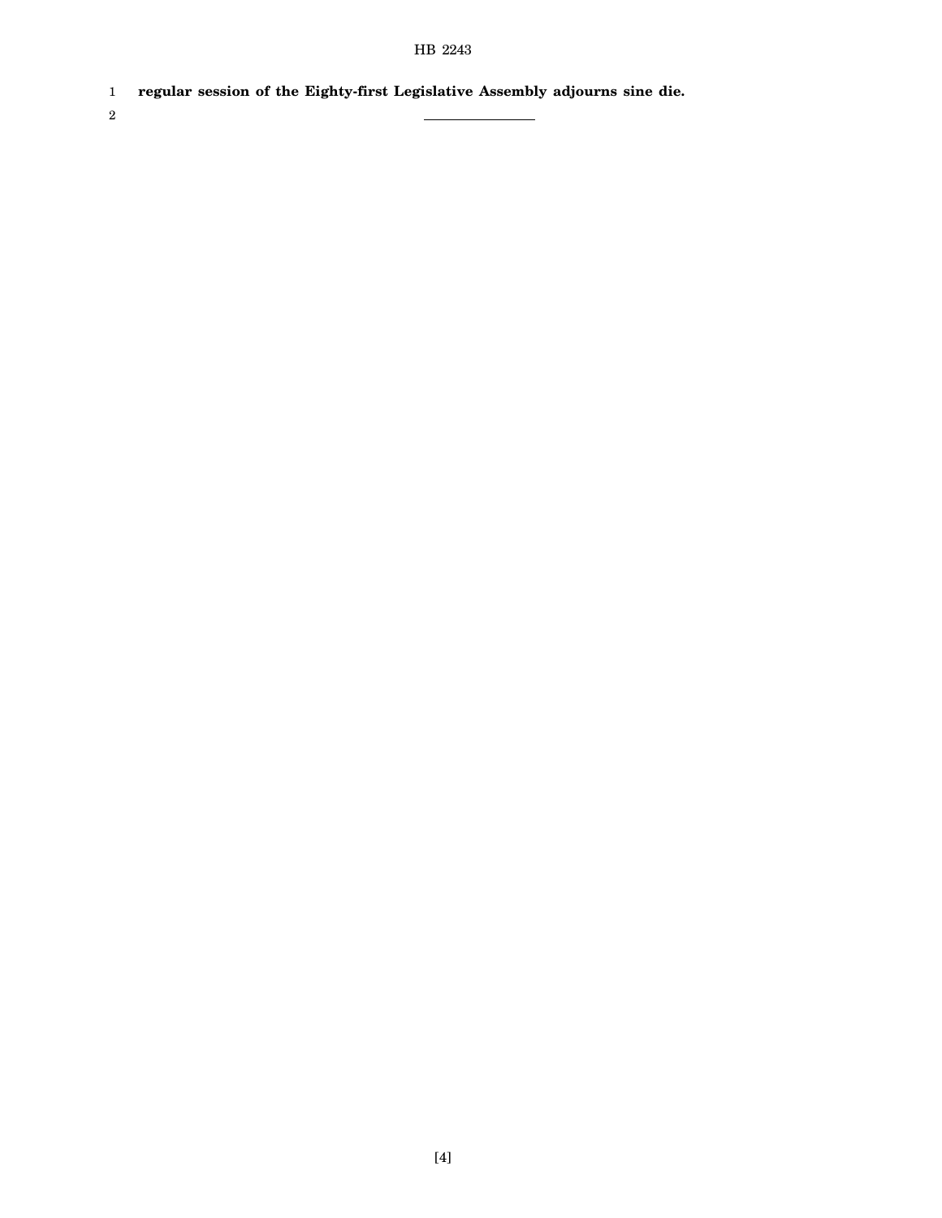**regular session of the Eighty-first Legislative Assembly adjourns sine die.**

---